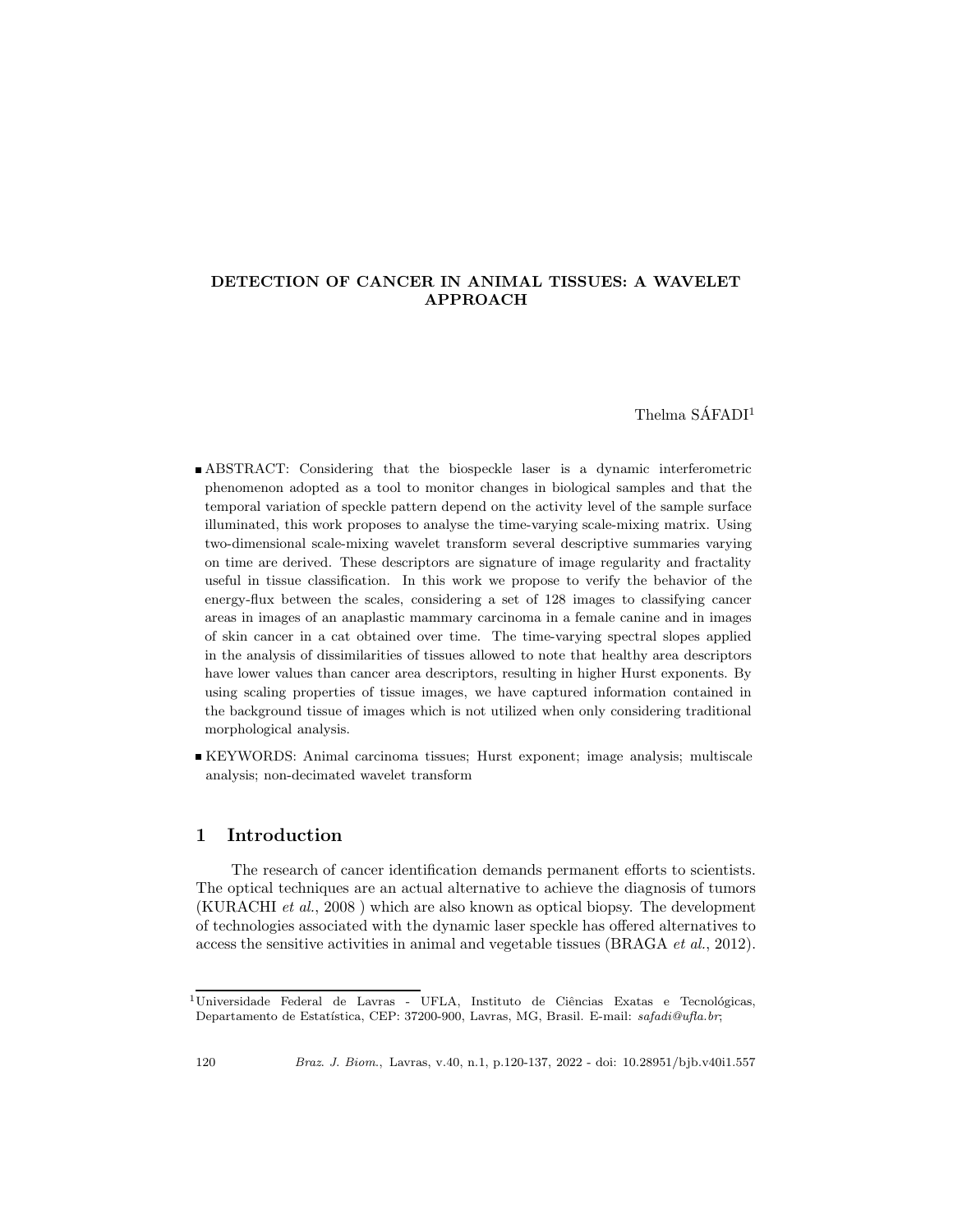# DETECTION OF CANCER IN ANIMAL TISSUES: A WAVELET APPROACH

Thelma SÁFADI[1]

- ABSTRACT: Considering that the biospeckle laser is a dynamic interferometric phenomenon adopted as a tool to monitor changes in biological samples and that the temporal variation of speckle pattern depend on the activity level of the sample surface illuminated, this work proposes to analyse the time-varying scale-mixing matrix. Using two-dimensional scale-mixing wavelet transform several descriptive summaries varying on time are derived. These descriptors are signature of image regularity and fractality useful in tissue classification. In this work we propose to verify the behavior of the energy-flux between the scales, considering a set of 128 images to classifying cancer areas in images of an anaplastic mammary carcinoma in a female canine and in images of skin cancer in a cat obtained over time. The time-varying spectral slopes applied in the analysis of dissimilarities of tissues allowed to note that healthy area descriptors have lower values than cancer area descriptors, resulting in higher Hurst exponents. By using scaling properties of tissue images, we have captured information contained in the background tissue of images which is not utilized when only considering traditional morphological analysis.
- KEYWORDS: Animal carcinoma tissues; Hurst exponent; image analysis; multiscale analysis; non-decimated wavelet transform

## 1 Introduction

The research of cancer identification demands permanent efforts to scientists. The optical techniques are an actual alternative to achieve the diagnosis of tumors (KURACHI *et al.*, 2008 ) which are also known as optical biopsy. The development of technologies associated with the dynamic laser speckle has offered alternatives to access the sensitive activities in animal and vegetable tissues (BRAGA *et al.*, 2012).

[1] Universidade Federal de Lavras - UFLA, Instituto de Ciências Exatas e Tecnológicas, Departamento de Estatística, CEP: 37200-900, Lavras, MG, Brasil. E-mail: *safadi@ufla.br*;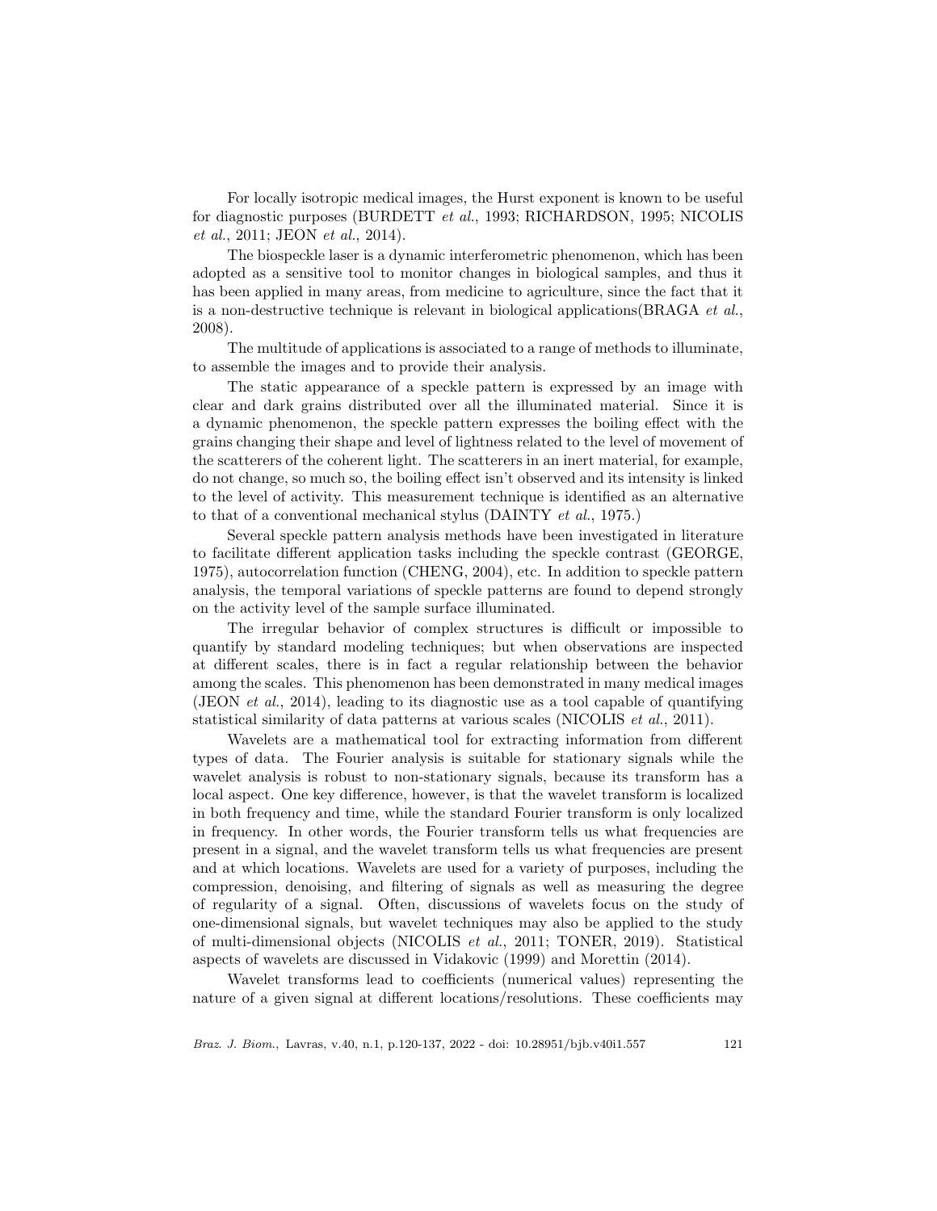For locally isotropic medical images, the Hurst exponent is known to be useful for diagnostic purposes (BURDETT *et al.*, 1993; RICHARDSON, 1995; NICOLIS *et al.*, 2011; JEON *et al.*, 2014).

The biospeckle laser is a dynamic interferometric phenomenon, which has been adopted as a sensitive tool to monitor changes in biological samples, and thus it has been applied in many areas, from medicine to agriculture, since the fact that it is a non-destructive technique is relevant in biological applications(BRAGA *et al.*, 2008).

The multitude of applications is associated to a range of methods to illuminate, to assemble the images and to provide their analysis.

The static appearance of a speckle pattern is expressed by an image with clear and dark grains distributed over all the illuminated material. Since it is a dynamic phenomenon, the speckle pattern expresses the boiling effect with the grains changing their shape and level of lightness related to the level of movement of the scatterers of the coherent light. The scatterers in an inert material, for example, do not change, so much so, the boiling effect isn't observed and its intensity is linked to the level of activity. This measurement technique is identified as an alternative to that of a conventional mechanical stylus (DAINTY *et al.*, 1975.)

Several speckle pattern analysis methods have been investigated in literature to facilitate different application tasks including the speckle contrast (GEORGE, 1975), autocorrelation function (CHENG, 2004), etc. In addition to speckle pattern analysis, the temporal variations of speckle patterns are found to depend strongly on the activity level of the sample surface illuminated.

The irregular behavior of complex structures is difficult or impossible to quantify by standard modeling techniques; but when observations are inspected at different scales, there is in fact a regular relationship between the behavior among the scales. This phenomenon has been demonstrated in many medical images (JEON *et al.*, 2014), leading to its diagnostic use as a tool capable of quantifying statistical similarity of data patterns at various scales (NICOLIS *et al.*, 2011).

Wavelets are a mathematical tool for extracting information from different types of data. The Fourier analysis is suitable for stationary signals while the wavelet analysis is robust to non-stationary signals, because its transform has a local aspect. One key difference, however, is that the wavelet transform is localized in both frequency and time, while the standard Fourier transform is only localized in frequency. In other words, the Fourier transform tells us what frequencies are present in a signal, and the wavelet transform tells us what frequencies are present and at which locations. Wavelets are used for a variety of purposes, including the compression, denoising, and filtering of signals as well as measuring the degree of regularity of a signal. Often, discussions of wavelets focus on the study of one-dimensional signals, but wavelet techniques may also be applied to the study of multi-dimensional objects (NICOLIS *et al.*, 2011; TONER, 2019). Statistical aspects of wavelets are discussed in Vidakovic (1999) and Morettin (2014).

Wavelet transforms lead to coefficients (numerical values) representing the nature of a given signal at different locations/resolutions. These coefficients may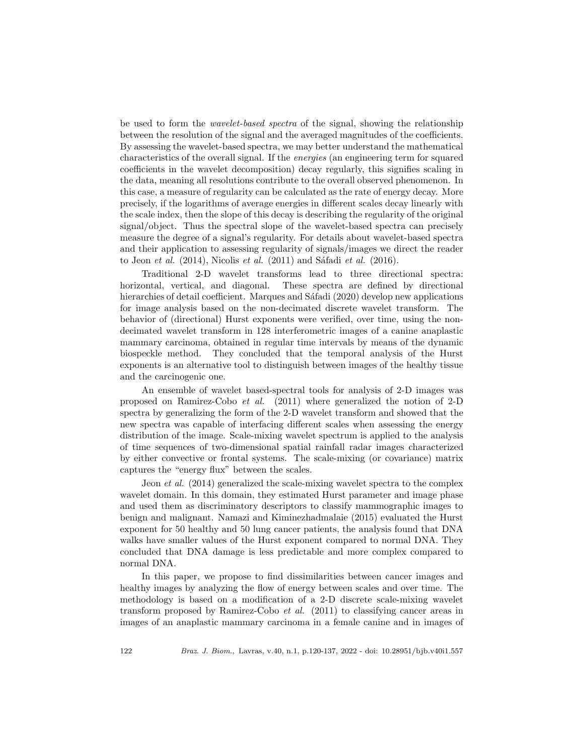be used to form the *wavelet-based spectra* of the signal, showing the relationship between the resolution of the signal and the averaged magnitudes of the coefficients. By assessing the wavelet-based spectra, we may better understand the mathematical characteristics of the overall signal. If the *energies* (an engineering term for squared coefficients in the wavelet decomposition) decay regularly, this signifies scaling in the data, meaning all resolutions contribute to the overall observed phenomenon. In this case, a measure of regularity can be calculated as the rate of energy decay. More precisely, if the logarithms of average energies in different scales decay linearly with the scale index, then the slope of this decay is describing the regularity of the original signal/object. Thus the spectral slope of the wavelet-based spectra can precisely measure the degree of a signal's regularity. For details about wavelet-based spectra and their application to assessing regularity of signals/images we direct the reader to Jeon *et al.* (2014), Nicolis *et al.* (2011) and Sáfadi *et al.* (2016).

Traditional 2-D wavelet transforms lead to three directional spectra: horizontal, vertical, and diagonal. These spectra are defined by directional hierarchies of detail coefficient. Marques and Sáfadi (2020) develop new applications for image analysis based on the non-decimated discrete wavelet transform. The behavior of (directional) Hurst exponents were verified, over time, using the non-decimated wavelet transform in 128 interferometric images of a canine anaplastic mammary carcinoma, obtained in regular time intervals by means of the dynamic biospeckle method. They concluded that the temporal analysis of the Hurst exponents is an alternative tool to distinguish between images of the healthy tissue and the carcinogenic one.

An ensemble of wavelet based-spectral tools for analysis of 2-D images was proposed on Ramirez-Cobo *et al.* (2011) where generalized the notion of 2-D spectra by generalizing the form of the 2-D wavelet transform and showed that the new spectra was capable of interfacing different scales when assessing the energy distribution of the image. Scale-mixing wavelet spectrum is applied to the analysis of time sequences of two-dimensional spatial rainfall radar images characterized by either convective or frontal systems. The scale-mixing (or covariance) matrix captures the "energy flux" between the scales.

Jeon *et al.* (2014) generalized the scale-mixing wavelet spectra to the complex wavelet domain. In this domain, they estimated Hurst parameter and image phase and used them as discriminatory descriptors to classify mammographic images to benign and malignant. Namazi and Kiminezhadmalaie (2015) evaluated the Hurst exponent for 50 healthy and 50 lung cancer patients, the analysis found that DNA walks have smaller values of the Hurst exponent compared to normal DNA. They concluded that DNA damage is less predictable and more complex compared to normal DNA.

In this paper, we propose to find dissimilarities between cancer images and healthy images by analyzing the flow of energy between scales and over time. The methodology is based on a modification of a 2-D discrete scale-mixing wavelet transform proposed by Ramirez-Cobo *et al.* (2011) to classifying cancer areas in images of an anaplastic mammary carcinoma in a female canine and in images of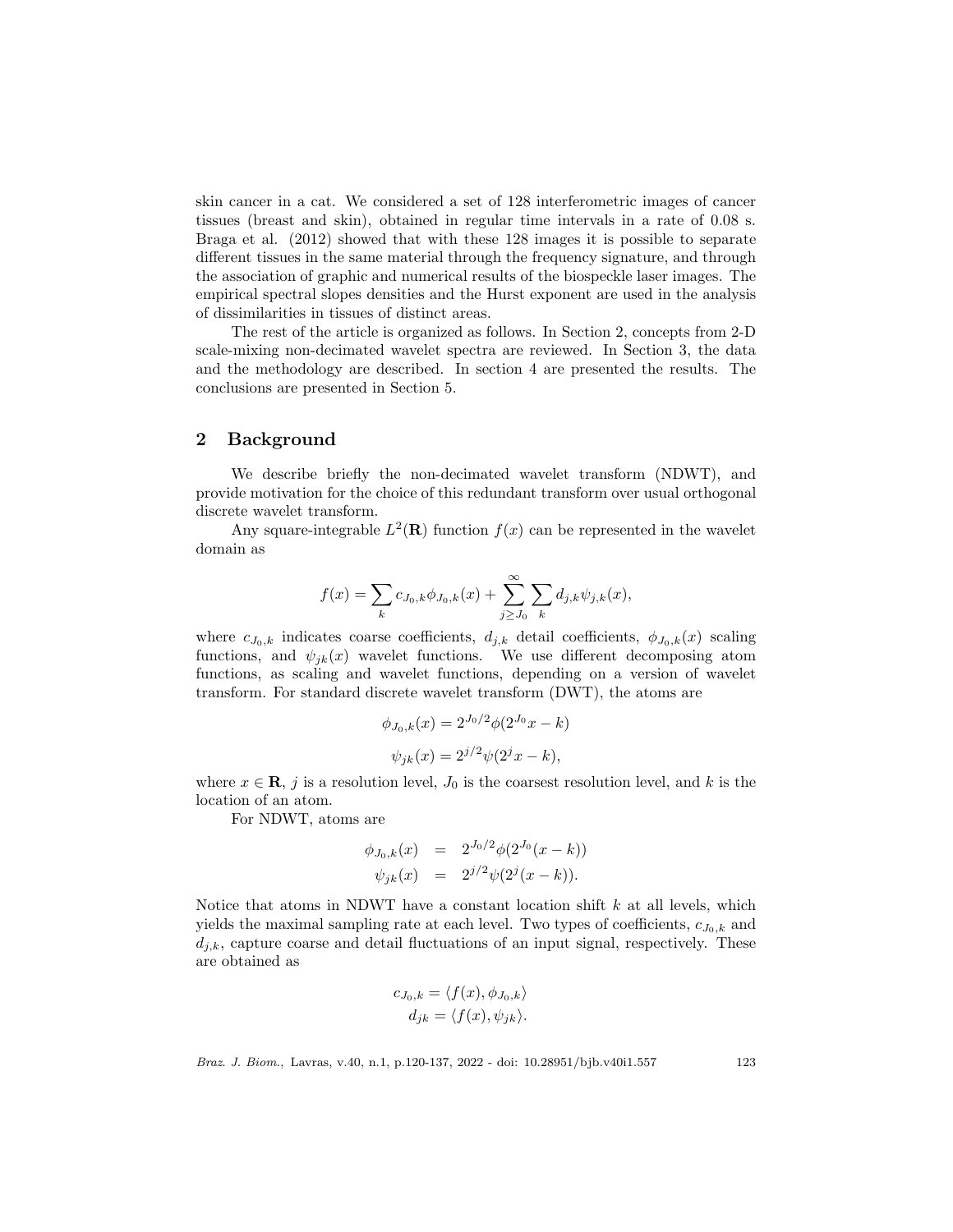skin cancer in a cat. We considered a set of 128 interferometric images of cancer tissues (breast and skin), obtained in regular time intervals in a rate of 0.08 s. Braga et al. (2012) showed that with these 128 images it is possible to separate different tissues in the same material through the frequency signature, and through the association of graphic and numerical results of the biospeckle laser images. The empirical spectral slopes densities and the Hurst exponent are used in the analysis of dissimilarities in tissues of distinct areas.

The rest of the article is organized as follows. In Section 2, concepts from 2-D scale-mixing non-decimated wavelet spectra are reviewed. In Section 3, the data and the methodology are described. In section 4 are presented the results. The conclusions are presented in Section 5.

## 2 Background

We describe briefly the non-decimated wavelet transform (NDWT), and provide motivation for the choice of this redundant transform over usual orthogonal discrete wavelet transform.

Any square-integrable $L^2(\mathbf{R})$ function $f(x)$ can be represented in the wavelet domain as

$$f(x) = \sum_k c_{J_0,k}\phi_{J_0,k}(x) + \sum_{j \geq J_0}^{\infty} \sum_k d_{j,k}\psi_{j,k}(x),$$

where $c_{J_0,k}$ indicates coarse coefficients, $d_{j,k}$ detail coefficients, $\phi_{J_0,k}(x)$ scaling functions, and $\psi_{jk}(x)$ wavelet functions. We use different decomposing atom functions, as scaling and wavelet functions, depending on a version of wavelet transform. For standard discrete wavelet transform (DWT), the atoms are

$$\phi_{J_0,k}(x) = 2^{J_0/2}\phi(2^{J_0}x - k)$$
$$\psi_{jk}(x) = 2^{j/2}\psi(2^j x - k),$$

where $x \in \mathbf{R}$, $j$ is a resolution level, $J_0$ is the coarsest resolution level, and $k$ is the location of an atom.

For NDWT, atoms are

$$\begin{aligned} \phi_{J_0,k}(x) &= 2^{J_0/2}\phi(2^{J_0}(x - k)) \\ \psi_{jk}(x) &= 2^{j/2}\psi(2^j(x - k)). \end{aligned}$$

Notice that atoms in NDWT have a constant location shift $k$ at all levels, which yields the maximal sampling rate at each level. Two types of coefficients, $c_{J_0,k}$ and $d_{j,k}$, capture coarse and detail fluctuations of an input signal, respectively. These are obtained as

$$c_{J_0,k} = \langle f(x), \phi_{J_0,k} \rangle$$
$$d_{jk} = \langle f(x), \psi_{jk} \rangle.$$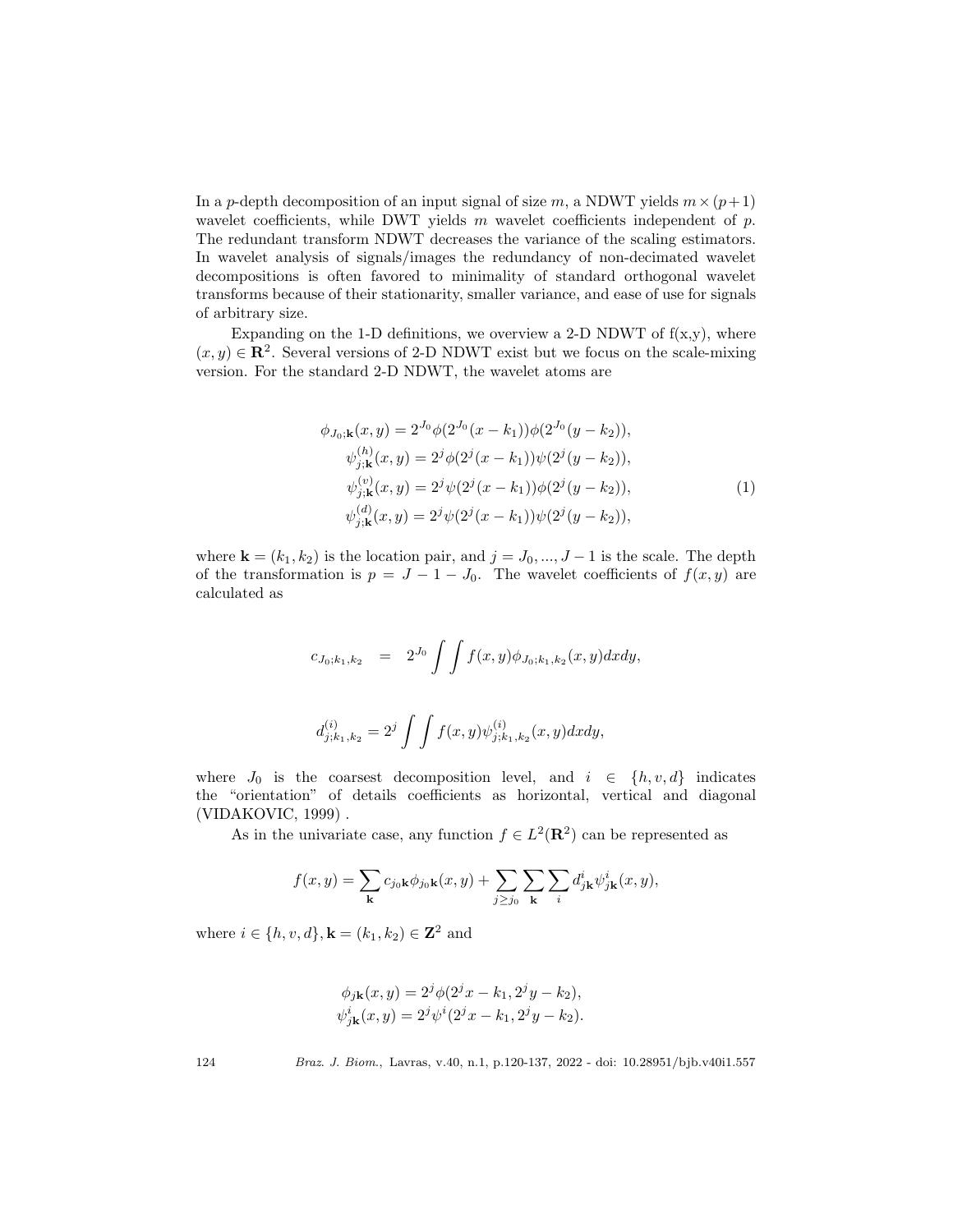In a $p$-depth decomposition of an input signal of size $m$, a NDWT yields $m \times (p+1)$ wavelet coefficients, while DWT yields $m$ wavelet coefficients independent of $p$. The redundant transform NDWT decreases the variance of the scaling estimators. In wavelet analysis of signals/images the redundancy of non-decimated wavelet decompositions is often favored to minimality of standard orthogonal wavelet transforms because of their stationarity, smaller variance, and ease of use for signals of arbitrary size.

Expanding on the 1-D definitions, we overview a 2-D NDWT of f(x,y), where $(x, y) \in \mathbf{R}^2$. Several versions of 2-D NDWT exist but we focus on the scale-mixing version. For the standard 2-D NDWT, the wavelet atoms are

$$
\begin{aligned}
\phi_{J_0;\mathbf{k}}(x, y) &= 2^{J_0}\phi(2^{J_0}(x - k_1))\phi(2^{J_0}(y - k_2)), \\
\psi^{(h)}_{j;\mathbf{k}}(x, y) &= 2^{j}\phi(2^{j}(x - k_1))\psi(2^{j}(y - k_2)), \\
\psi^{(v)}_{j;\mathbf{k}}(x, y) &= 2^{j}\psi(2^{j}(x - k_1))\phi(2^{j}(y - k_2)), \\
\psi^{(d)}_{j;\mathbf{k}}(x, y) &= 2^{j}\psi(2^{j}(x - k_1))\psi(2^{j}(y - k_2)),
\end{aligned}
\tag{1}
$$

where $\mathbf{k} = (k_1, k_2)$ is the location pair, and $j = J_0, ..., J-1$ is the scale. The depth of the transformation is $p = J - 1 - J_0$. The wavelet coefficients of $f(x, y)$ are calculated as

$$
c_{J_0;k_1,k_2} \quad = \quad 2^{J_0} \int\int f(x,y)\phi_{J_0;k_1,k_2}(x,y)dxdy,
$$

$$
d^{(i)}_{j;k_1,k_2} = 2^{j} \int\int f(x,y)\psi^{(i)}_{j;k_1,k_2}(x,y)dxdy,
$$

where $J_0$ is the coarsest decomposition level, and $i \in \{h, v, d\}$ indicates the "orientation" of details coefficients as horizontal, vertical and diagonal (VIDAKOVIC, 1999) .

As in the univariate case, any function $f \in L^2(\mathbf{R}^2)$ can be represented as

$$
f(x, y) = \sum_{\mathbf{k}} c_{j_0\mathbf{k}}\phi_{j_0\mathbf{k}}(x, y) + \sum_{j \geq j_0}\sum_{\mathbf{k}}\sum_{i} d^{i}_{j\mathbf{k}}\psi^{i}_{j\mathbf{k}}(x, y),
$$

where $i \in \{h, v, d\}, \mathbf{k} = (k_1, k_2) \in \mathbf{Z}^2$ and

$$
\begin{aligned}
\phi_{j\mathbf{k}}(x, y) &= 2^{j}\phi(2^{j}x - k_1, 2^{j}y - k_2), \\
\psi^{i}_{j\mathbf{k}}(x, y) &= 2^{j}\psi^{i}(2^{j}x - k_1, 2^{j}y - k_2).
\end{aligned}
$$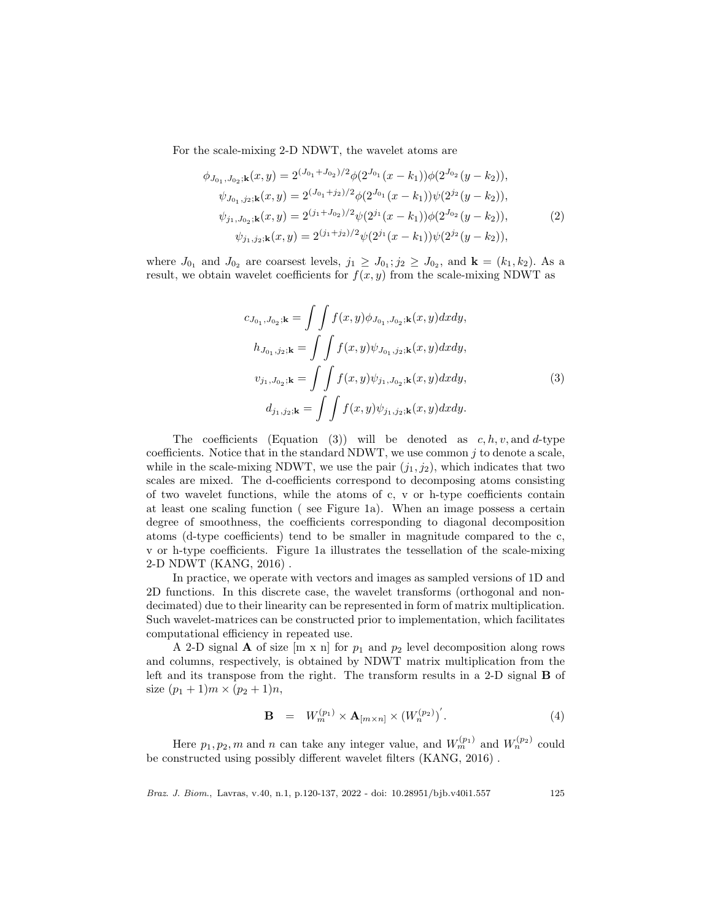For the scale-mixing 2-D NDWT, the wavelet atoms are

$$
\begin{aligned}
\phi_{J_{0_1},J_{0_2};\mathbf{k}}(x,y) &= 2^{(J_{0_1}+J_{0_2})/2}\phi(2^{J_{0_1}}(x-k_1))\phi(2^{J_{0_2}}(y-k_2)),\\
\psi_{J_{0_1},j_2;\mathbf{k}}(x,y) &= 2^{(J_{0_1}+j_2)/2}\phi(2^{J_{0_1}}(x-k_1))\psi(2^{j_2}(y-k_2)),\\
\psi_{j_1,J_{0_2};\mathbf{k}}(x,y) &= 2^{(j_1+J_{0_2})/2}\psi(2^{j_1}(x-k_1))\phi(2^{J_{0_2}}(y-k_2)),\\
\psi_{j_1,j_2;\mathbf{k}}(x,y) &= 2^{(j_1+j_2)/2}\psi(2^{j_1}(x-k_1))\psi(2^{j_2}(y-k_2)),
\end{aligned}
\tag{2}
$$

where $J_{0_1}$ and $J_{0_2}$ are coarsest levels, $j_1 \geq J_{0_1}; j_2 \geq J_{0_2}$, and $\mathbf{k} = (k_1, k_2)$. As a result, we obtain wavelet coefficients for $f(x, y)$ from the scale-mixing NDWT as

$$
\begin{aligned}
c_{J_{0_1},J_{0_2};\mathbf{k}} &= \int\int f(x,y)\phi_{J_{0_1},J_{0_2};\mathbf{k}}(x,y)dxdy,\\
h_{J_{0_1},j_2;\mathbf{k}} &= \int\int f(x,y)\psi_{J_{0_1},j_2;\mathbf{k}}(x,y)dxdy,\\
v_{j_1,J_{0_2};\mathbf{k}} &= \int\int f(x,y)\psi_{j_1,J_{0_2};\mathbf{k}}(x,y)dxdy,\\
d_{j_1,j_2;\mathbf{k}} &= \int\int f(x,y)\psi_{j_1,j_2;\mathbf{k}}(x,y)dxdy.
\end{aligned}
\tag{3}
$$

The coefficients (Equation (3)) will be denoted as $c, h, v,$ and $d$-type coefficients. Notice that in the standard NDWT, we use common $j$ to denote a scale, while in the scale-mixing NDWT, we use the pair $(j_1, j_2)$, which indicates that two scales are mixed. The d-coefficients correspond to decomposing atoms consisting of two wavelet functions, while the atoms of c, v or h-type coefficients contain at least one scaling function ( see Figure 1a). When an image possess a certain degree of smoothness, the coefficients corresponding to diagonal decomposition atoms (d-type coefficients) tend to be smaller in magnitude compared to the c, v or h-type coefficients. Figure 1a illustrates the tessellation of the scale-mixing 2-D NDWT (KANG, 2016) .

In practice, we operate with vectors and images as sampled versions of 1D and 2D functions. In this discrete case, the wavelet transforms (orthogonal and non-decimated) due to their linearity can be represented in form of matrix multiplication. Such wavelet-matrices can be constructed prior to implementation, which facilitates computational efficiency in repeated use.

A 2-D signal $\mathbf{A}$ of size [m x n] for $p_1$ and $p_2$ level decomposition along rows and columns, respectively, is obtained by NDWT matrix multiplication from the left and its transpose from the right. The transform results in a 2-D signal $\mathbf{B}$ of size $(p_1 + 1)m \times (p_2 + 1)n$,

$$
\mathbf{B} \;\;=\;\; W_m^{(p_1)} \times \mathbf{A}_{[m\times n]} \times (W_n^{(p_2)})^{'}. \tag{4}
$$

Here $p_1, p_2, m$ and $n$ can take any integer value, and $W_m^{(p_1)}$ and $W_n^{(p_2)}$ could be constructed using possibly different wavelet filters (KANG, 2016) .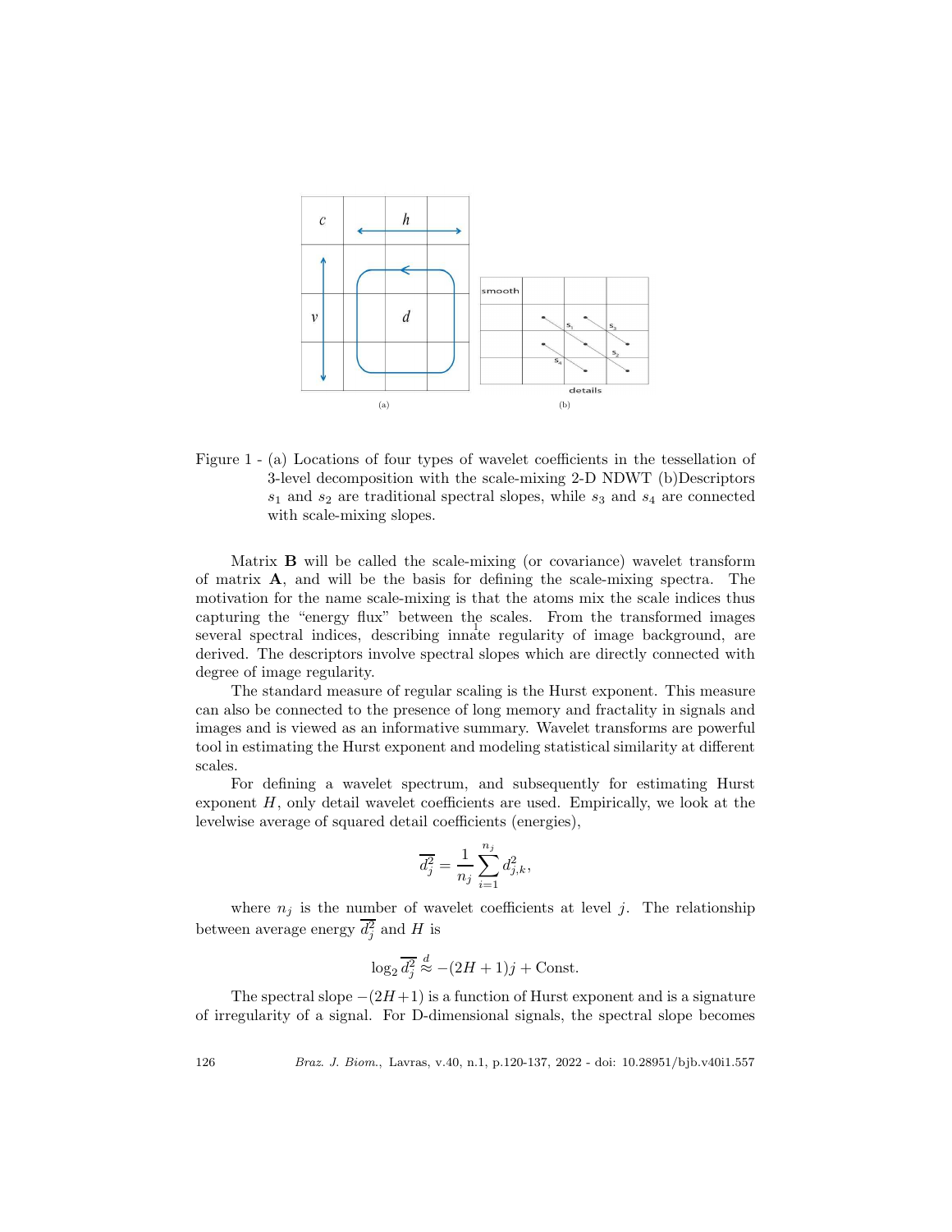Figure 1 - (a) Locations of four types of wavelet coefficients in the tessellation of 3-level decomposition with the scale-mixing 2-D NDWT (b)Descriptors $s_1$ and $s_2$ are traditional spectral slopes, while $s_3$ and $s_4$ are connected with scale-mixing slopes.

Matrix **B** will be called the scale-mixing (or covariance) wavelet transform of matrix **A**, and will be the basis for defining the scale-mixing spectra. The motivation for the name scale-mixing is that the atoms mix the scale indices thus capturing the "energy flux" between the scales. From the transformed images several spectral indices, describing innate regularity of image background, are derived. The descriptors involve spectral slopes which are directly connected with degree of image regularity.

The standard measure of regular scaling is the Hurst exponent. This measure can also be connected to the presence of long memory and fractality in signals and images and is viewed as an informative summary. Wavelet transforms are powerful tool in estimating the Hurst exponent and modeling statistical similarity at different scales.

For defining a wavelet spectrum, and subsequently for estimating Hurst exponent $H$, only detail wavelet coefficients are used. Empirically, we look at the levelwise average of squared detail coefficients (energies),

$$\overline{d_j^2} = \frac{1}{n_j} \sum_{i=1}^{n_j} d_{j,k}^2,$$

where $n_j$ is the number of wavelet coefficients at level $j$. The relationship between average energy $\overline{d_j^2}$ and $H$ is

$$\log_2 \overline{d_j^2} \overset{d}{\approx} -(2H+1)j + \text{Const.}$$

The spectral slope $-(2H+1)$ is a function of Hurst exponent and is a signature of irregularity of a signal. For D-dimensional signals, the spectral slope becomes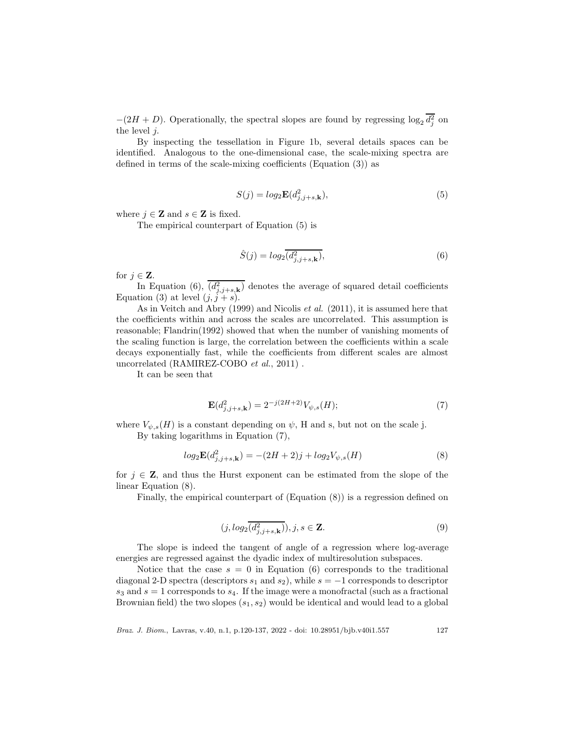$-(2H + D)$. Operationally, the spectral slopes are found by regressing $\log_2 \overline{d_j^2}$ on the level $j$.

By inspecting the tessellation in Figure 1b, several details spaces can be identified. Analogous to the one-dimensional case, the scale-mixing spectra are defined in terms of the scale-mixing coefficients (Equation (3)) as

$$S(j) = log_2 \mathbf{E}(d^2_{j,j+s,\mathbf{k}}), \tag{5}$$

where $j \in \mathbf{Z}$ and $s \in \mathbf{Z}$ is fixed.

The empirical counterpart of Equation (5) is

$$\hat{S}(j) = log_2 \overline{(d^2_{j,j+s,\mathbf{k}})}, \tag{6}$$

for $j \in \mathbf{Z}$.

In Equation (6), $\overline{(d^2_{j,j+s,\mathbf{k}})}$ denotes the average of squared detail coefficients Equation (3) at level $(j, j+s)$.

As in Veitch and Abry (1999) and Nicolis *et al.* (2011), it is assumed here that the coefficients within and across the scales are uncorrelated. This assumption is reasonable; Flandrin(1992) showed that when the number of vanishing moments of the scaling function is large, the correlation between the coefficients within a scale decays exponentially fast, while the coefficients from different scales are almost uncorrelated (RAMIREZ-COBO *et al.*, 2011) .

It can be seen that

$$\mathbf{E}(d^2_{j,j+s,\mathbf{k}}) = 2^{-j(2H+2)} V_{\psi,s}(H); \tag{7}$$

where $V_{\psi,s}(H)$ is a constant depending on $\psi$, H and s, but not on the scale j.

By taking logarithms in Equation (7),

$$log_2 \mathbf{E}(d^2_{j,j+s,\mathbf{k}}) = -(2H+2)j + log_2 V_{\psi,s}(H) \tag{8}$$

for $j \in \mathbf{Z}$, and thus the Hurst exponent can be estimated from the slope of the linear Equation (8).

Finally, the empirical counterpart of (Equation (8)) is a regression defined on

$$(j, log_2 \overline{(d^2_{j,j+s,\mathbf{k}})}), j, s \in \mathbf{Z}. \tag{9}$$

The slope is indeed the tangent of angle of a regression where log-average energies are regressed against the dyadic index of multiresolution subspaces.

Notice that the case $s = 0$ in Equation (6) corresponds to the traditional diagonal 2-D spectra (descriptors $s_1$ and $s_2$), while $s = -1$ corresponds to descriptor $s_3$ and $s = 1$ corresponds to $s_4$. If the image were a monofractal (such as a fractional Brownian field) the two slopes $(s_1, s_2)$ would be identical and would lead to a global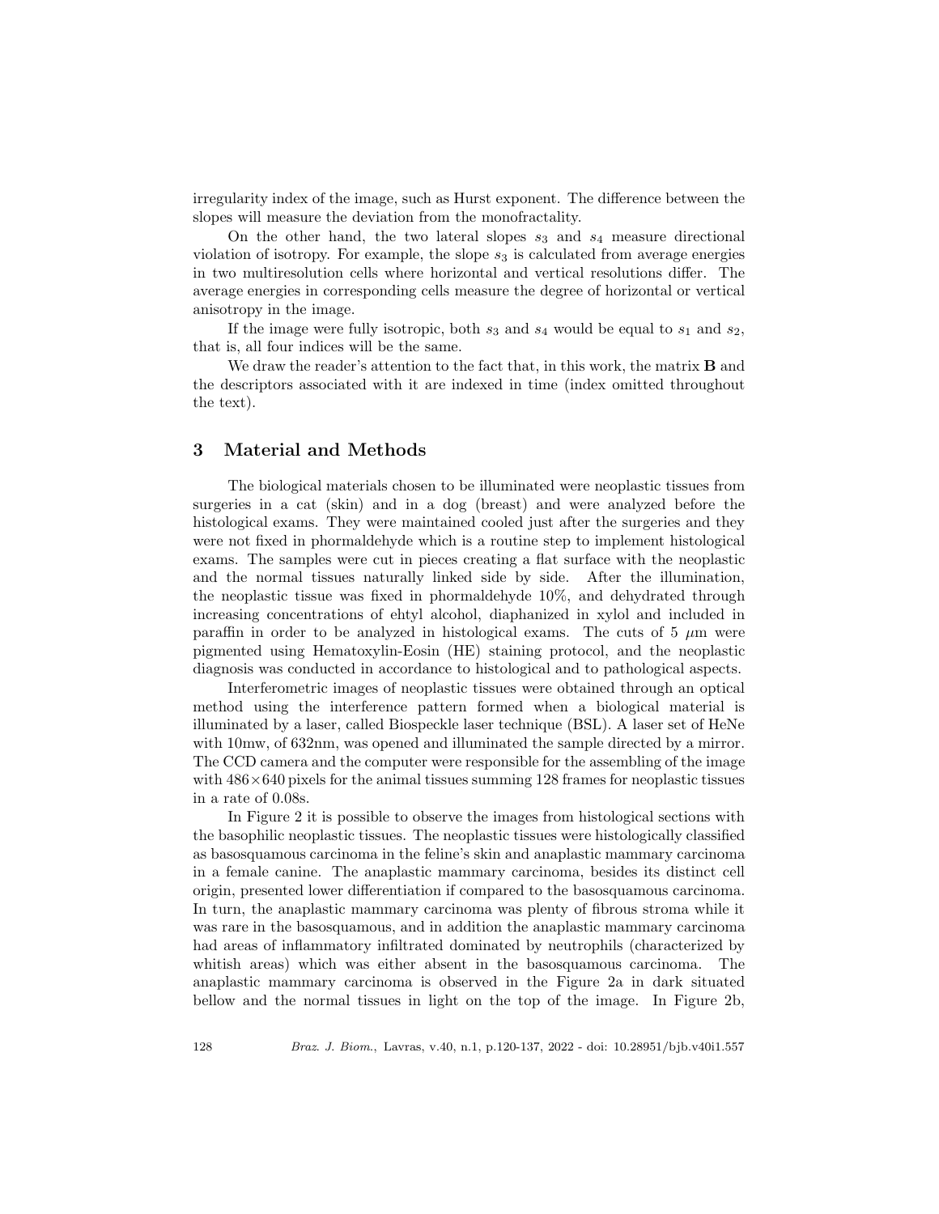irregularity index of the image, such as Hurst exponent. The difference between the slopes will measure the deviation from the monofractality.

On the other hand, the two lateral slopes $s_3$ and $s_4$ measure directional violation of isotropy. For example, the slope $s_3$ is calculated from average energies in two multiresolution cells where horizontal and vertical resolutions differ. The average energies in corresponding cells measure the degree of horizontal or vertical anisotropy in the image.

If the image were fully isotropic, both $s_3$ and $s_4$ would be equal to $s_1$ and $s_2$, that is, all four indices will be the same.

We draw the reader's attention to the fact that, in this work, the matrix $\mathbf{B}$ and the descriptors associated with it are indexed in time (index omitted throughout the text).

## 3 Material and Methods

The biological materials chosen to be illuminated were neoplastic tissues from surgeries in a cat (skin) and in a dog (breast) and were analyzed before the histological exams. They were maintained cooled just after the surgeries and they were not fixed in phormaldehyde which is a routine step to implement histological exams. The samples were cut in pieces creating a flat surface with the neoplastic and the normal tissues naturally linked side by side. After the illumination, the neoplastic tissue was fixed in phormaldehyde 10%, and dehydrated through increasing concentrations of ehtyl alcohol, diaphanized in xylol and included in paraffin in order to be analyzed in histological exams. The cuts of 5 $\mu$m were pigmented using Hematoxylin-Eosin (HE) staining protocol, and the neoplastic diagnosis was conducted in accordance to histological and to pathological aspects.

Interferometric images of neoplastic tissues were obtained through an optical method using the interference pattern formed when a biological material is illuminated by a laser, called Biospeckle laser technique (BSL). A laser set of HeNe with 10mw, of 632nm, was opened and illuminated the sample directed by a mirror. The CCD camera and the computer were responsible for the assembling of the image with $486 \times 640$ pixels for the animal tissues summing 128 frames for neoplastic tissues in a rate of 0.08s.

In Figure 2 it is possible to observe the images from histological sections with the basophilic neoplastic tissues. The neoplastic tissues were histologically classified as basosquamous carcinoma in the feline's skin and anaplastic mammary carcinoma in a female canine. The anaplastic mammary carcinoma, besides its distinct cell origin, presented lower differentiation if compared to the basosquamous carcinoma. In turn, the anaplastic mammary carcinoma was plenty of fibrous stroma while it was rare in the basosquamous, and in addition the anaplastic mammary carcinoma had areas of inflammatory infiltrated dominated by neutrophils (characterized by whitish areas) which was either absent in the basosquamous carcinoma. The anaplastic mammary carcinoma is observed in the Figure 2a in dark situated bellow and the normal tissues in light on the top of the image. In Figure 2b,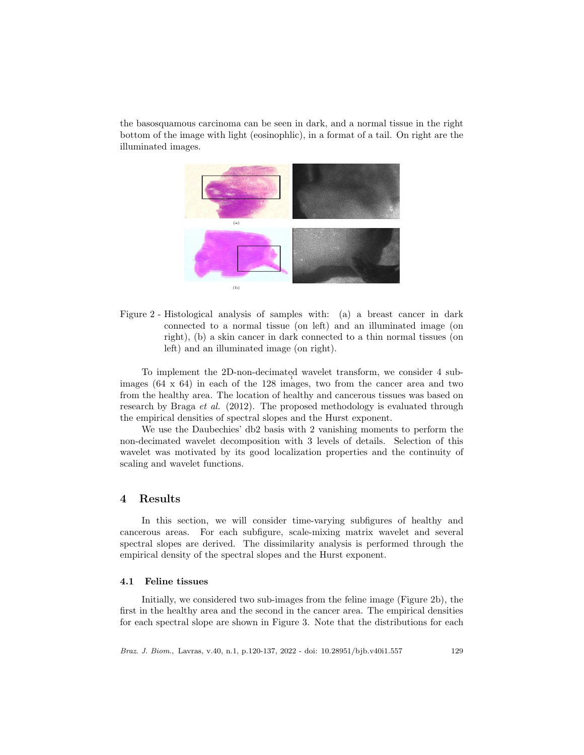the basosquamous carcinoma can be seen in dark, and a normal tissue in the right bottom of the image with light (eosinophlic), in a format of a tail. On right are the illuminated images.

Figure 2 - Histological analysis of samples with: (a) a breast cancer in dark connected to a normal tissue (on left) and an illuminated image (on right), (b) a skin cancer in dark connected to a thin normal tissues (on left) and an illuminated image (on right).

To implement the 2D-non-decimated wavelet transform, we consider 4 sub-images (64 x 64) in each of the 128 images, two from the cancer area and two from the healthy area. The location of healthy and cancerous tissues was based on research by Braga *et al.* (2012). The proposed methodology is evaluated through the empirical densities of spectral slopes and the Hurst exponent.

We use the Daubechies' db2 basis with 2 vanishing moments to perform the non-decimated wavelet decomposition with 3 levels of details. Selection of this wavelet was motivated by its good localization properties and the continuity of scaling and wavelet functions.

## 4 Results

In this section, we will consider time-varying subfigures of healthy and cancerous areas. For each subfigure, scale-mixing matrix wavelet and several spectral slopes are derived. The dissimilarity analysis is performed through the empirical density of the spectral slopes and the Hurst exponent.

### 4.1 Feline tissues

Initially, we considered two sub-images from the feline image (Figure 2b), the first in the healthy area and the second in the cancer area. The empirical densities for each spectral slope are shown in Figure 3. Note that the distributions for each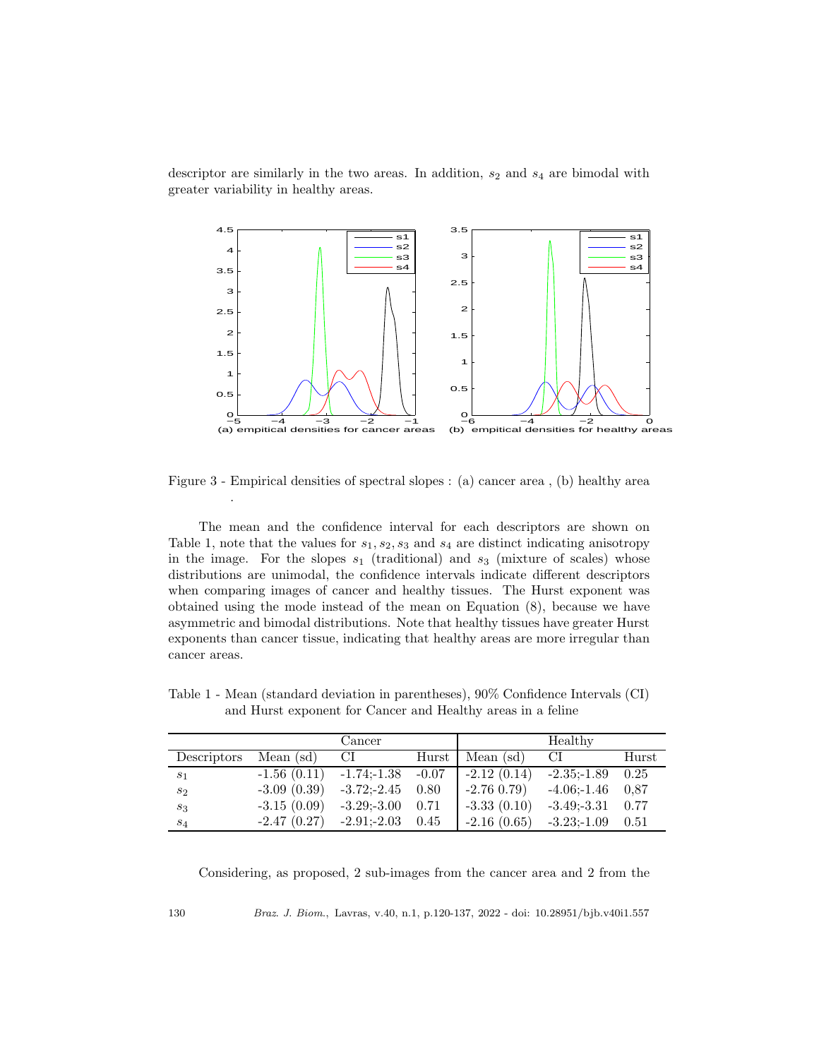descriptor are similarly in the two areas. In addition, $s_2$ and $s_4$ are bimodal with greater variability in healthy areas.

Figure 3 - Empirical densities of spectral slopes : (a) cancer area , (b) healthy area

.

The mean and the confidence interval for each descriptors are shown on Table 1, note that the values for $s_1, s_2, s_3$ and $s_4$ are distinct indicating anisotropy in the image. For the slopes $s_1$ (traditional) and $s_3$ (mixture of scales) whose distributions are unimodal, the confidence intervals indicate different descriptors when comparing images of cancer and healthy tissues. The Hurst exponent was obtained using the mode instead of the mean on Equation (8), because we have asymmetric and bimodal distributions. Note that healthy tissues have greater Hurst exponents than cancer tissue, indicating that healthy areas are more irregular than cancer areas.

Table 1 - Mean (standard deviation in parentheses), 90% Confidence Intervals (CI) and Hurst exponent for Cancer and Healthy areas in a feline

| | Cancer | | | Healthy | | |
|---|---|---|---|---|---|---|
| Descriptors | Mean (sd) | CI | Hurst | Mean (sd) | CI | Hurst |
| $s_1$ | -1.56 (0.11) | -1.74;-1.38 | -0.07 | -2.12 (0.14) | -2.35;-1.89 | 0.25 |
| $s_2$ | -3.09 (0.39) | -3.72;-2.45 | 0.80 | -2.76 0.79) | -4.06;-1.46 | 0,87 |
| $s_3$ | -3.15 (0.09) | -3.29;-3.00 | 0.71 | -3.33 (0.10) | -3.49;-3.31 | 0.77 |
| $s_4$ | -2.47 (0.27) | -2.91;-2.03 | 0.45 | -2.16 (0.65) | -3.23;-1.09 | 0.51 |

Considering, as proposed, 2 sub-images from the cancer area and 2 from the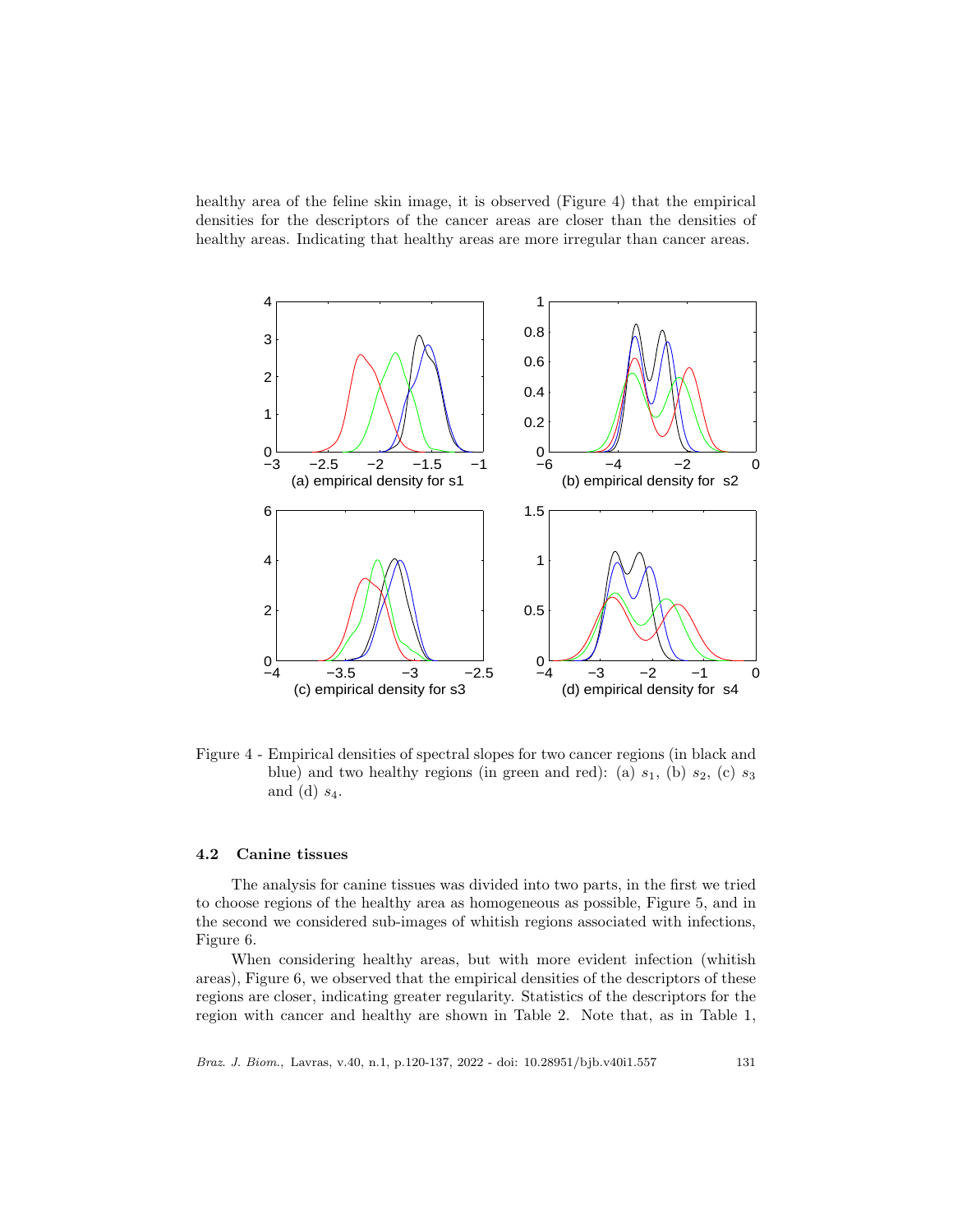healthy area of the feline skin image, it is observed (Figure 4) that the empirical densities for the descriptors of the cancer areas are closer than the densities of healthy areas. Indicating that healthy areas are more irregular than cancer areas.

Figure 4 - Empirical densities of spectral slopes for two cancer regions (in black and blue) and two healthy regions (in green and red): (a) $s_1$, (b) $s_2$, (c) $s_3$ and (d) $s_4$.

### 4.2 Canine tissues

The analysis for canine tissues was divided into two parts, in the first we tried to choose regions of the healthy area as homogeneous as possible, Figure 5, and in the second we considered sub-images of whitish regions associated with infections, Figure 6.

When considering healthy areas, but with more evident infection (whitish areas), Figure 6, we observed that the empirical densities of the descriptors of these regions are closer, indicating greater regularity. Statistics of the descriptors for the region with cancer and healthy are shown in Table 2. Note that, as in Table 1,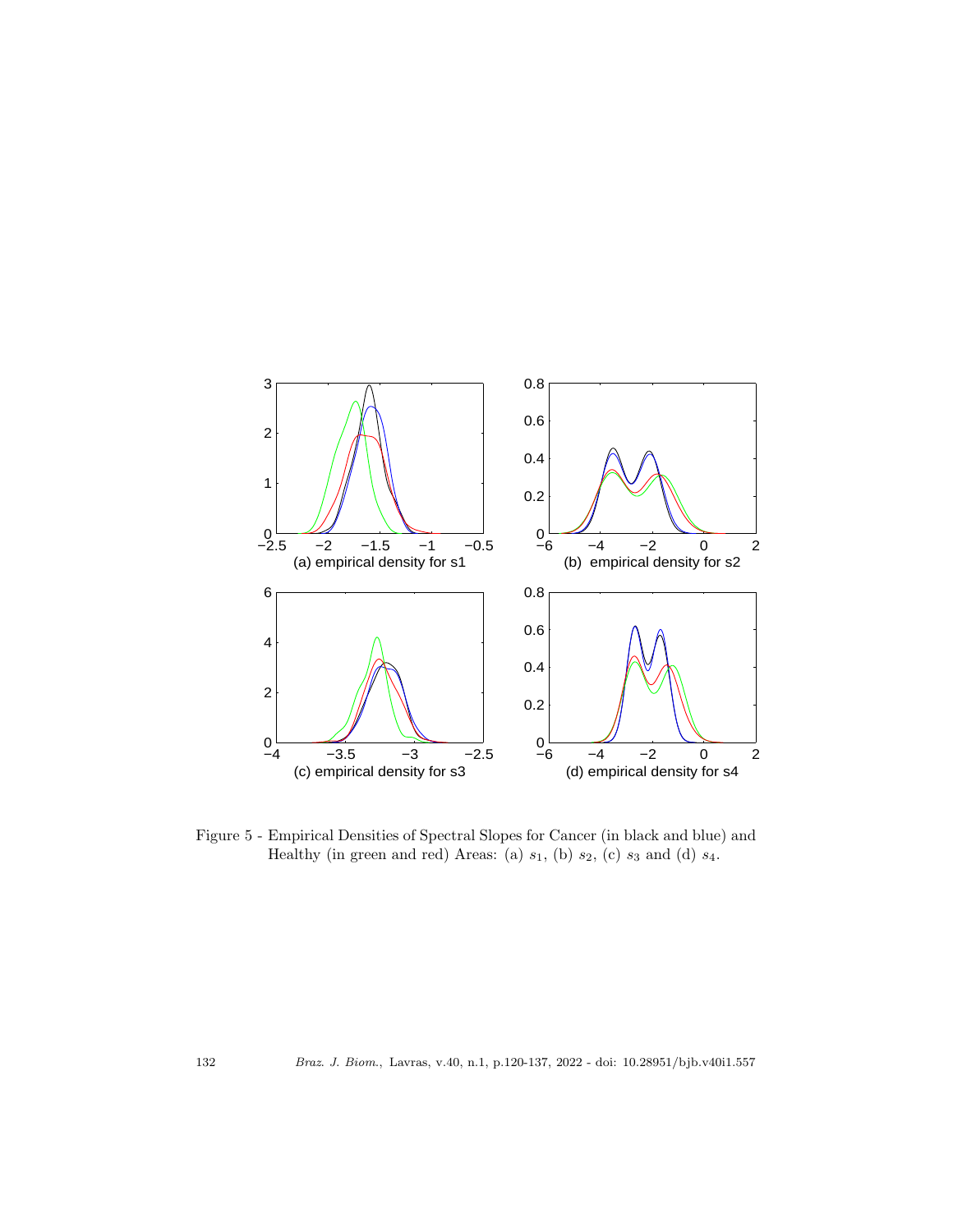Figure 5 - Empirical Densities of Spectral Slopes for Cancer (in black and blue) and Healthy (in green and red) Areas: (a) $s_1$, (b) $s_2$, (c) $s_3$ and (d) $s_4$.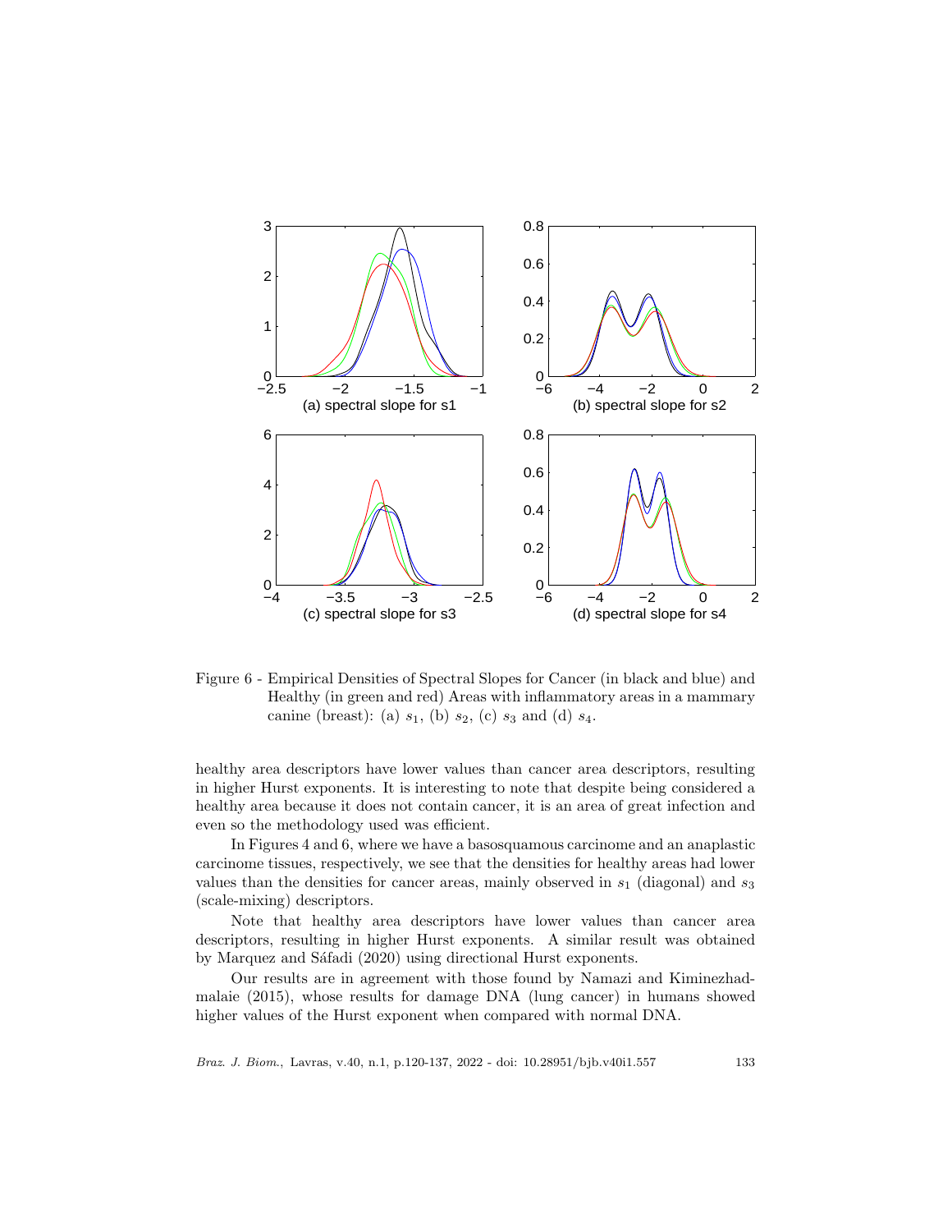Figure 6 - Empirical Densities of Spectral Slopes for Cancer (in black and blue) and Healthy (in green and red) Areas with inflammatory areas in a mammary canine (breast): (a) $s_1$, (b) $s_2$, (c) $s_3$ and (d) $s_4$.

healthy area descriptors have lower values than cancer area descriptors, resulting in higher Hurst exponents. It is interesting to note that despite being considered a healthy area because it does not contain cancer, it is an area of great infection and even so the methodology used was efficient.

In Figures 4 and 6, where we have a basosquamous carcinome and an anaplastic carcinome tissues, respectively, we see that the densities for healthy areas had lower values than the densities for cancer areas, mainly observed in $s_1$ (diagonal) and $s_3$ (scale-mixing) descriptors.

Note that healthy area descriptors have lower values than cancer area descriptors, resulting in higher Hurst exponents. A similar result was obtained by Marquez and Sáfadi (2020) using directional Hurst exponents.

Our results are in agreement with those found by Namazi and Kiminezhadmalaie (2015), whose results for damage DNA (lung cancer) in humans showed higher values of the Hurst exponent when compared with normal DNA.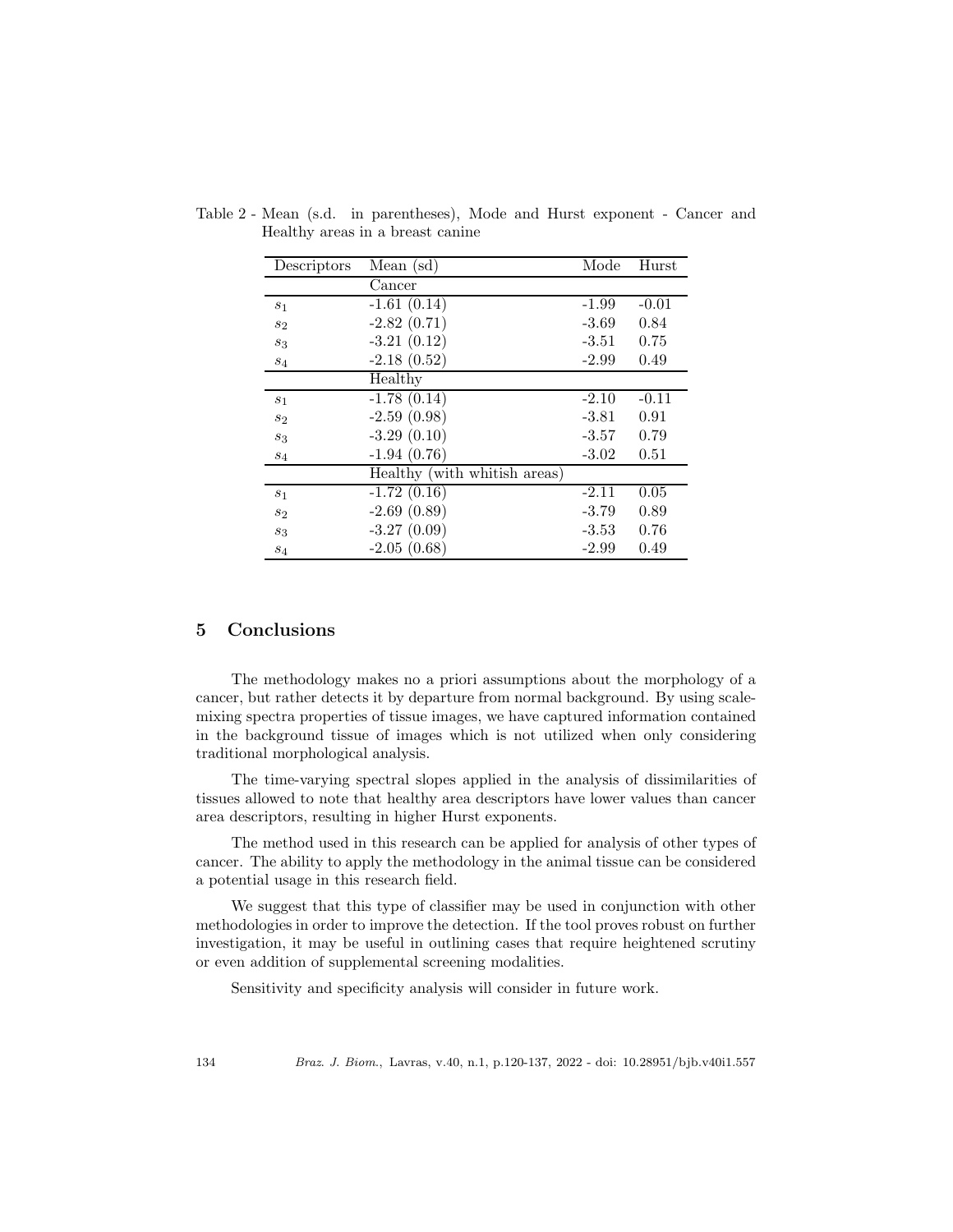Table 2 - Mean (s.d. in parentheses), Mode and Hurst exponent - Cancer and Healthy areas in a breast canine

| Descriptors | Mean (sd) | Mode | Hurst |
|---|---|---|---|
| | Cancer | | |
| $s_1$ | -1.61 (0.14) | -1.99 | -0.01 |
| $s_2$ | -2.82 (0.71) | -3.69 | 0.84 |
| $s_3$ | -3.21 (0.12) | -3.51 | 0.75 |
| $s_4$ | -2.18 (0.52) | -2.99 | 0.49 |
| | Healthy | | |
| $s_1$ | -1.78 (0.14) | -2.10 | -0.11 |
| $s_2$ | -2.59 (0.98) | -3.81 | 0.91 |
| $s_3$ | -3.29 (0.10) | -3.57 | 0.79 |
| $s_4$ | -1.94 (0.76) | -3.02 | 0.51 |
| | Healthy (with whitish areas) | | |
| $s_1$ | -1.72 (0.16) | -2.11 | 0.05 |
| $s_2$ | -2.69 (0.89) | -3.79 | 0.89 |
| $s_3$ | -3.27 (0.09) | -3.53 | 0.76 |
| $s_4$ | -2.05 (0.68) | -2.99 | 0.49 |

## 5 Conclusions

The methodology makes no a priori assumptions about the morphology of a cancer, but rather detects it by departure from normal background. By using scale-mixing spectra properties of tissue images, we have captured information contained in the background tissue of images which is not utilized when only considering traditional morphological analysis.

The time-varying spectral slopes applied in the analysis of dissimilarities of tissues allowed to note that healthy area descriptors have lower values than cancer area descriptors, resulting in higher Hurst exponents.

The method used in this research can be applied for analysis of other types of cancer. The ability to apply the methodology in the animal tissue can be considered a potential usage in this research field.

We suggest that this type of classifier may be used in conjunction with other methodologies in order to improve the detection. If the tool proves robust on further investigation, it may be useful in outlining cases that require heightened scrutiny or even addition of supplemental screening modalities.

Sensitivity and specificity analysis will consider in future work.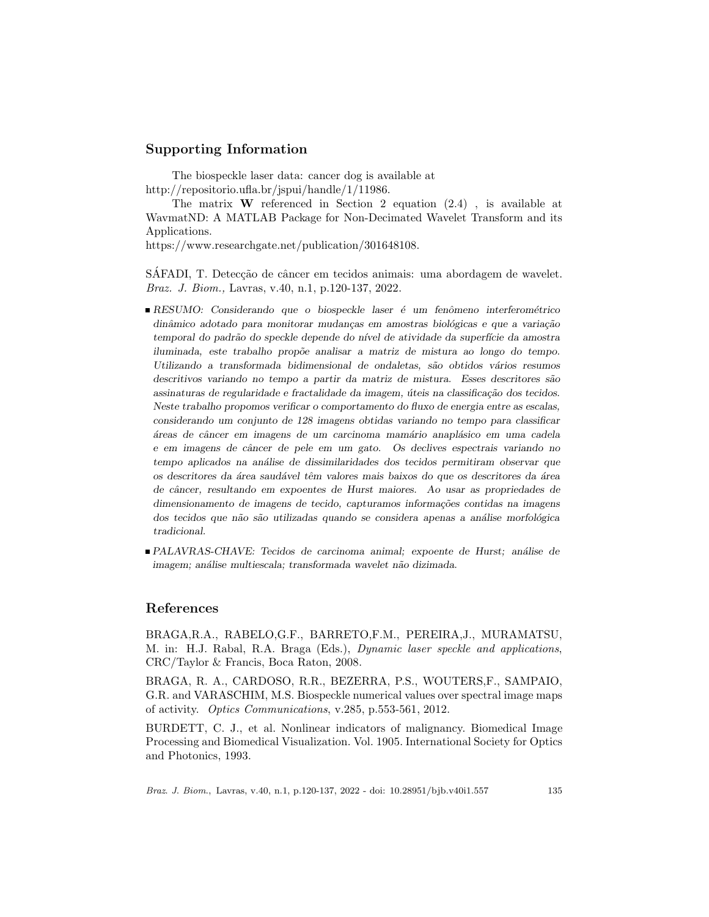## Supporting Information

The biospeckle laser data: cancer dog is available at http://repositorio.ufla.br/jspui/handle/1/11986.

The matrix **W** referenced in Section 2 equation (2.4) , is available at WavmatND: A MATLAB Package for Non-Decimated Wavelet Transform and its Applications.
https://www.researchgate.net/publication/301648108.

SÁFADI, T. Detecção de câncer em tecidos animais: uma abordagem de wavelet. *Braz. J. Biom.,* Lavras, v.40, n.1, p.120-137, 2022.

- *RESUMO: Considerando que o biospeckle laser é um fenômeno interferométrico dinâmico adotado para monitorar mudanças em amostras biológicas e que a variação temporal do padrão do speckle depende do nível de atividade da superfície da amostra iluminada, este trabalho propõe analisar a matriz de mistura ao longo do tempo. Utilizando a transformada bidimensional de ondaletas, são obtidos vários resumos descritivos variando no tempo a partir da matriz de mistura. Esses descritores são assinaturas de regularidade e fractalidade da imagem, úteis na classificação dos tecidos. Neste trabalho propomos verificar o comportamento do fluxo de energia entre as escalas, considerando um conjunto de 128 imagens obtidas variando no tempo para classificar áreas de câncer em imagens de um carcinoma mamário anaplásico em uma cadela e em imagens de câncer de pele em um gato. Os declives espectrais variando no tempo aplicados na análise de dissimilaridades dos tecidos permitiram observar que os descritores da área saudável têm valores mais baixos do que os descritores da área de câncer, resultando em expoentes de Hurst maiores. Ao usar as propriedades de dimensionamento de imagens de tecido, capturamos informações contidas na imagens dos tecidos que não são utilizadas quando se considera apenas a análise morfológica tradicional.*
- *PALAVRAS-CHAVE: Tecidos de carcinoma animal; expoente de Hurst; análise de imagem; análise multiescala; transformada wavelet não dizimada.*

## References

BRAGA,R.A., RABELO,G.F., BARRETO,F.M., PEREIRA,J., MURAMATSU, M. in: H.J. Rabal, R.A. Braga (Eds.), *Dynamic laser speckle and applications*, CRC/Taylor & Francis, Boca Raton, 2008.

BRAGA, R. A., CARDOSO, R.R., BEZERRA, P.S., WOUTERS,F., SAMPAIO, G.R. and VARASCHIM, M.S. Biospeckle numerical values over spectral image maps of activity. *Optics Communications*, v.285, p.553-561, 2012.

BURDETT, C. J., et al. Nonlinear indicators of malignancy. Biomedical Image Processing and Biomedical Visualization. Vol. 1905. International Society for Optics and Photonics, 1993.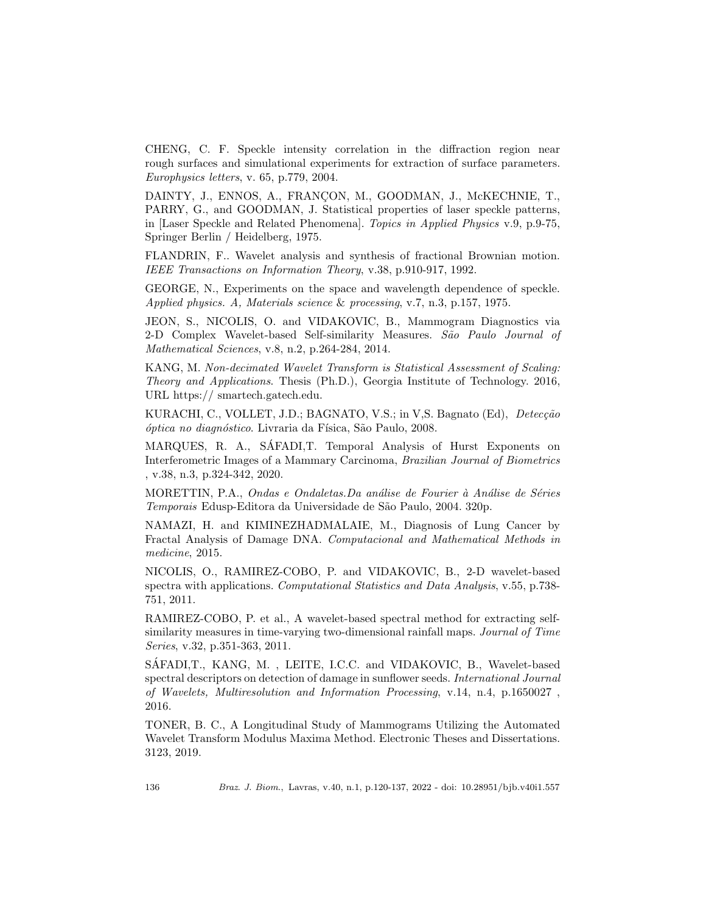CHENG, C. F. Speckle intensity correlation in the diffraction region near rough surfaces and simulational experiments for extraction of surface parameters. *Europhysics letters*, v. 65, p.779, 2004.

DAINTY, J., ENNOS, A., FRANÇON, M., GOODMAN, J., McKECHNIE, T., PARRY, G., and GOODMAN, J. Statistical properties of laser speckle patterns, in [Laser Speckle and Related Phenomena]. *Topics in Applied Physics* v.9, p.9-75, Springer Berlin / Heidelberg, 1975.

FLANDRIN, F.. Wavelet analysis and synthesis of fractional Brownian motion. *IEEE Transactions on Information Theory*, v.38, p.910-917, 1992.

GEORGE, N., Experiments on the space and wavelength dependence of speckle. *Applied physics. A, Materials science & processing*, v.7, n.3, p.157, 1975.

JEON, S., NICOLIS, O. and VIDAKOVIC, B., Mammogram Diagnostics via 2-D Complex Wavelet-based Self-similarity Measures. *São Paulo Journal of Mathematical Sciences*, v.8, n.2, p.264-284, 2014.

KANG, M. *Non-decimated Wavelet Transform is Statistical Assessment of Scaling: Theory and Applications*. Thesis (Ph.D.), Georgia Institute of Technology. 2016, URL https:// smartech.gatech.edu.

KURACHI, C., VOLLET, J.D.; BAGNATO, V.S.; in V,S. Bagnato (Ed), *Detecção óptica no diagnóstico*. Livraria da Física, São Paulo, 2008.

MARQUES, R. A., SÁFADI,T. Temporal Analysis of Hurst Exponents on Interferometric Images of a Mammary Carcinoma, *Brazilian Journal of Biometrics* , v.38, n.3, p.324-342, 2020.

MORETTIN, P.A., *Ondas e Ondaletas.Da análise de Fourier à Análise de Séries Temporais* Edusp-Editora da Universidade de São Paulo, 2004. 320p.

NAMAZI, H. and KIMINEZHADMALAIE, M., Diagnosis of Lung Cancer by Fractal Analysis of Damage DNA. *Computacional and Mathematical Methods in medicine*, 2015.

NICOLIS, O., RAMIREZ-COBO, P. and VIDAKOVIC, B., 2-D wavelet-based spectra with applications. *Computational Statistics and Data Analysis*, v.55, p.738-751, 2011.

RAMIREZ-COBO, P. et al., A wavelet-based spectral method for extracting self-similarity measures in time-varying two-dimensional rainfall maps. *Journal of Time Series*, v.32, p.351-363, 2011.

SÁFADI,T., KANG, M. , LEITE, I.C.C. and VIDAKOVIC, B., Wavelet-based spectral descriptors on detection of damage in sunflower seeds. *International Journal of Wavelets, Multiresolution and Information Processing*, v.14, n.4, p.1650027 , 2016.

TONER, B. C., A Longitudinal Study of Mammograms Utilizing the Automated Wavelet Transform Modulus Maxima Method. Electronic Theses and Dissertations. 3123, 2019.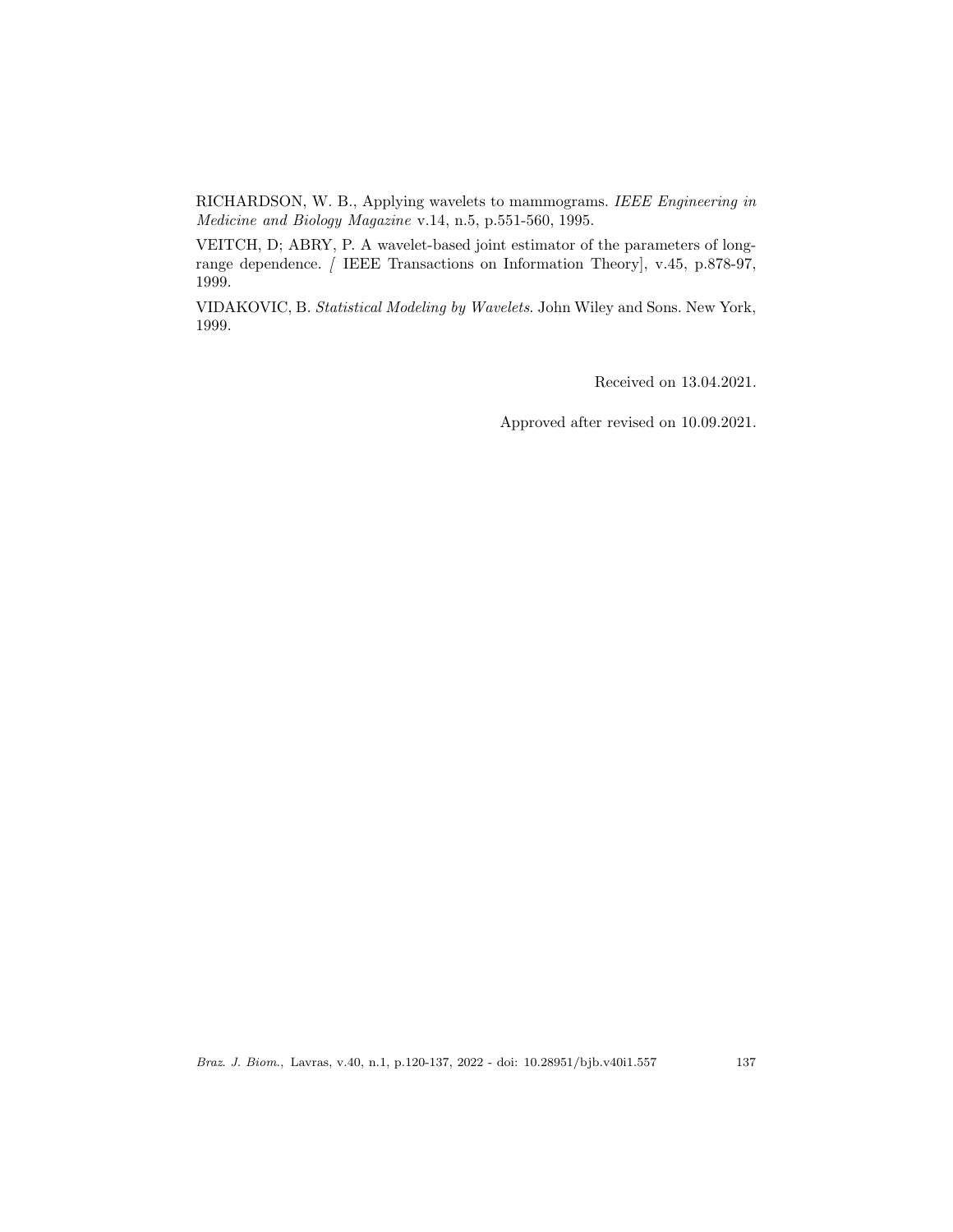RICHARDSON, W. B., Applying wavelets to mammograms. *IEEE Engineering in Medicine and Biology Magazine* v.14, n.5, p.551-560, 1995.

VEITCH, D; ABRY, P. A wavelet-based joint estimator of the parameters of long-range dependence. *[* IEEE Transactions on Information Theory], v.45, p.878-97, 1999.

VIDAKOVIC, B. *Statistical Modeling by Wavelets*. John Wiley and Sons. New York, 1999.

Received on 13.04.2021.

Approved after revised on 10.09.2021.